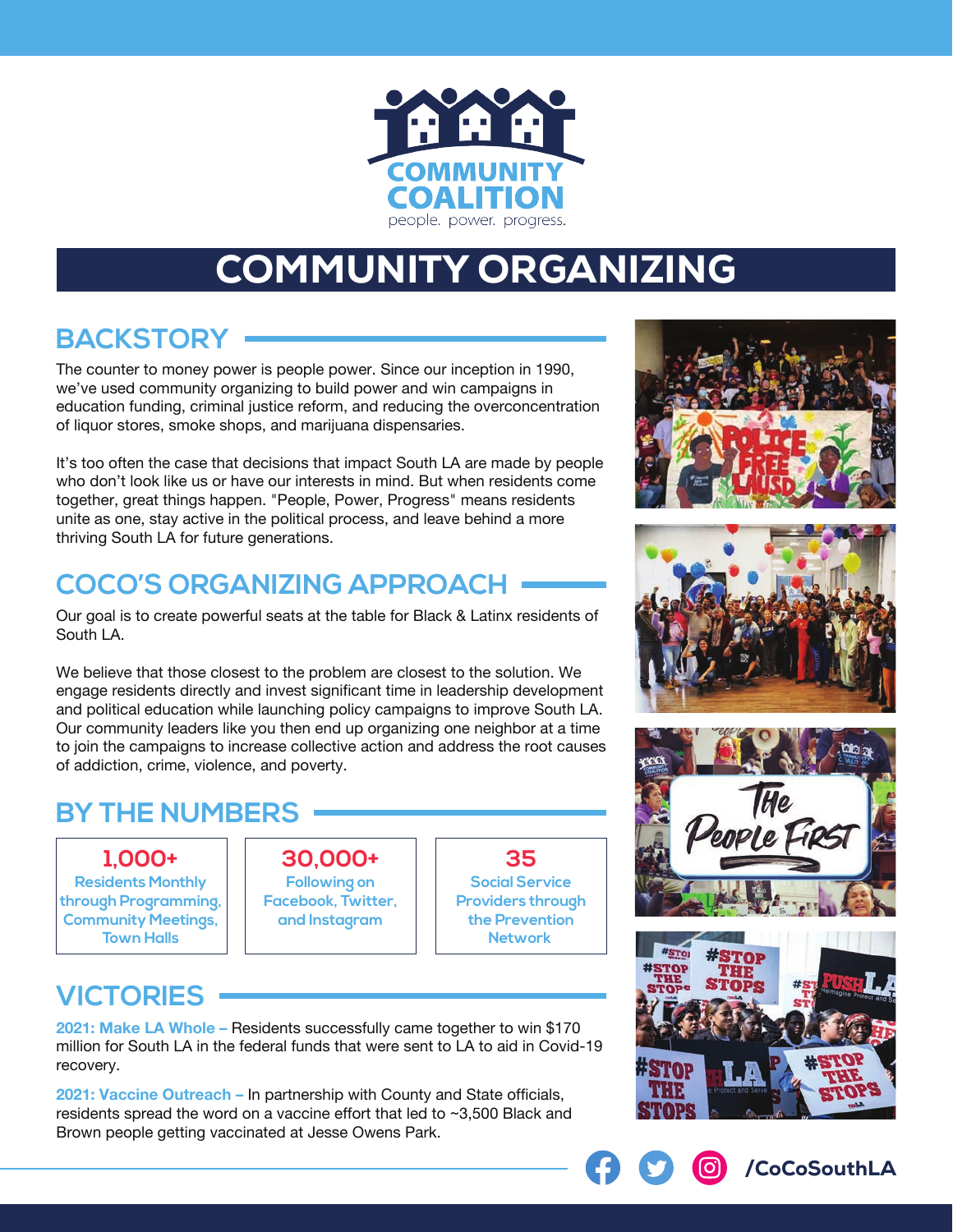COMMUNITY COALITION

people. power. progress.

# COMMUNITY ORGANIZING

## BACKSTORY

The counter to money power is people power. Since our inception in 1990, we've used community organizing to build power and win campaigns in education funding, criminal justice reform, and reducing the overconcentration of liquor stores, smoke shops, and marijuana dispensaries.

It's too often the case that decisions that impact South LA are made by people who don't look like us or have our interests in mind. But when residents come together, great things happen. "People, Power, Progress" means residents unite as one, stay active in the political process, and leave behind a more thriving South LA for future generations.

## COCO'S ORGANIZING APPROACH

Our goal is to create powerful seats at the table for Black & Latinx residents of South LA.

We believe that those closest to the problem are closest to the solution. We engage residents directly and invest significant time in leadership development and political education while launching policy campaigns to improve South LA. Our community leaders like you then end up organizing one neighbor at a time to join the campaigns to increase collective action and address the root causes of addiction, crime, violence, and poverty.

## BY THE NUMBERS

**1,000+**
Residents Monthly through Programming, Community Meetings, Town Halls

**30,000+**
Following on Facebook, Twitter, and Instagram

**35**
Social Service Providers through the Prevention Network

## VICTORIES

**2021: Make LA Whole –** Residents successfully came together to win $170 million for South LA in the federal funds that were sent to LA to aid in Covid-19 recovery.

**2021: Vaccine Outreach –** In partnership with County and State officials, residents spread the word on a vaccine effort that led to ~3,500 Black and Brown people getting vaccinated at Jesse Owens Park.

/CoCoSouthLA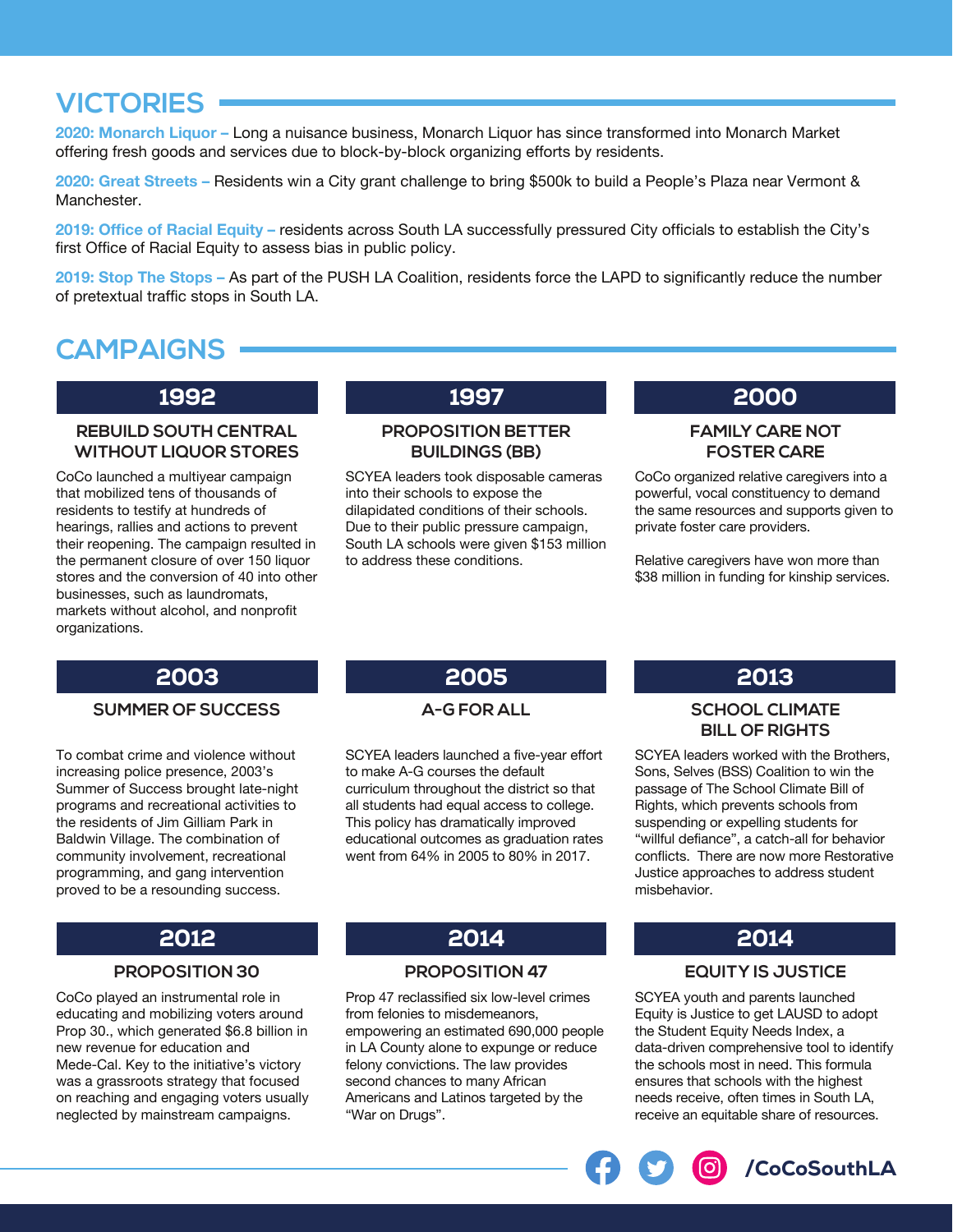## VICTORIES

**2020: Monarch Liquor –** Long a nuisance business, Monarch Liquor has since transformed into Monarch Market offering fresh goods and services due to block-by-block organizing efforts by residents.

**2020: Great Streets –** Residents win a City grant challenge to bring $500k to build a People's Plaza near Vermont & Manchester.

**2019: Office of Racial Equity –** residents across South LA successfully pressured City officials to establish the City's first Office of Racial Equity to assess bias in public policy.

**2019: Stop The Stops –** As part of the PUSH LA Coalition, residents force the LAPD to significantly reduce the number of pretextual traffic stops in South LA.

## CAMPAIGNS

### 1992

#### REBUILD SOUTH CENTRAL WITHOUT LIQUOR STORES

CoCo launched a multiyear campaign that mobilized tens of thousands of residents to testify at hundreds of hearings, rallies and actions to prevent their reopening. The campaign resulted in the permanent closure of over 150 liquor stores and the conversion of 40 into other businesses, such as laundromats, markets without alcohol, and nonprofit organizations.

### 1997

#### PROPOSITION BETTER BUILDINGS (BB)

SCYEA leaders took disposable cameras into their schools to expose the dilapidated conditions of their schools. Due to their public pressure campaign, South LA schools were given $153 million to address these conditions.

### 2000

#### FAMILY CARE NOT FOSTER CARE

CoCo organized relative caregivers into a powerful, vocal constituency to demand the same resources and supports given to private foster care providers.

Relative caregivers have won more than $38 million in funding for kinship services.

### 2003

#### SUMMER OF SUCCESS

To combat crime and violence without increasing police presence, 2003's Summer of Success brought late-night programs and recreational activities to the residents of Jim Gilliam Park in Baldwin Village. The combination of community involvement, recreational programming, and gang intervention proved to be a resounding success.

### 2005

#### A-G FOR ALL

SCYEA leaders launched a five-year effort to make A-G courses the default curriculum throughout the district so that all students had equal access to college. This policy has dramatically improved educational outcomes as graduation rates went from 64% in 2005 to 80% in 2017.

### 2013

#### SCHOOL CLIMATE BILL OF RIGHTS

SCYEA leaders worked with the Brothers, Sons, Selves (BSS) Coalition to win the passage of The School Climate Bill of Rights, which prevents schools from suspending or expelling students for "willful defiance", a catch-all for behavior conflicts. There are now more Restorative Justice approaches to address student misbehavior.

### 2012

#### PROPOSITION 30

CoCo played an instrumental role in educating and mobilizing voters around Prop 30., which generated $6.8 billion in new revenue for education and Mede-Cal. Key to the initiative's victory was a grassroots strategy that focused on reaching and engaging voters usually neglected by mainstream campaigns.

### 2014

#### PROPOSITION 47

Prop 47 reclassified six low-level crimes from felonies to misdemeanors, empowering an estimated 690,000 people in LA County alone to expunge or reduce felony convictions. The law provides second chances to many African Americans and Latinos targeted by the "War on Drugs".

### 2014

#### EQUITY IS JUSTICE

SCYEA youth and parents launched Equity is Justice to get LAUSD to adopt the Student Equity Needs Index, a data-driven comprehensive tool to identify the schools most in need. This formula ensures that schools with the highest needs receive, often times in South LA, receive an equitable share of resources.

/CoCoSouthLA